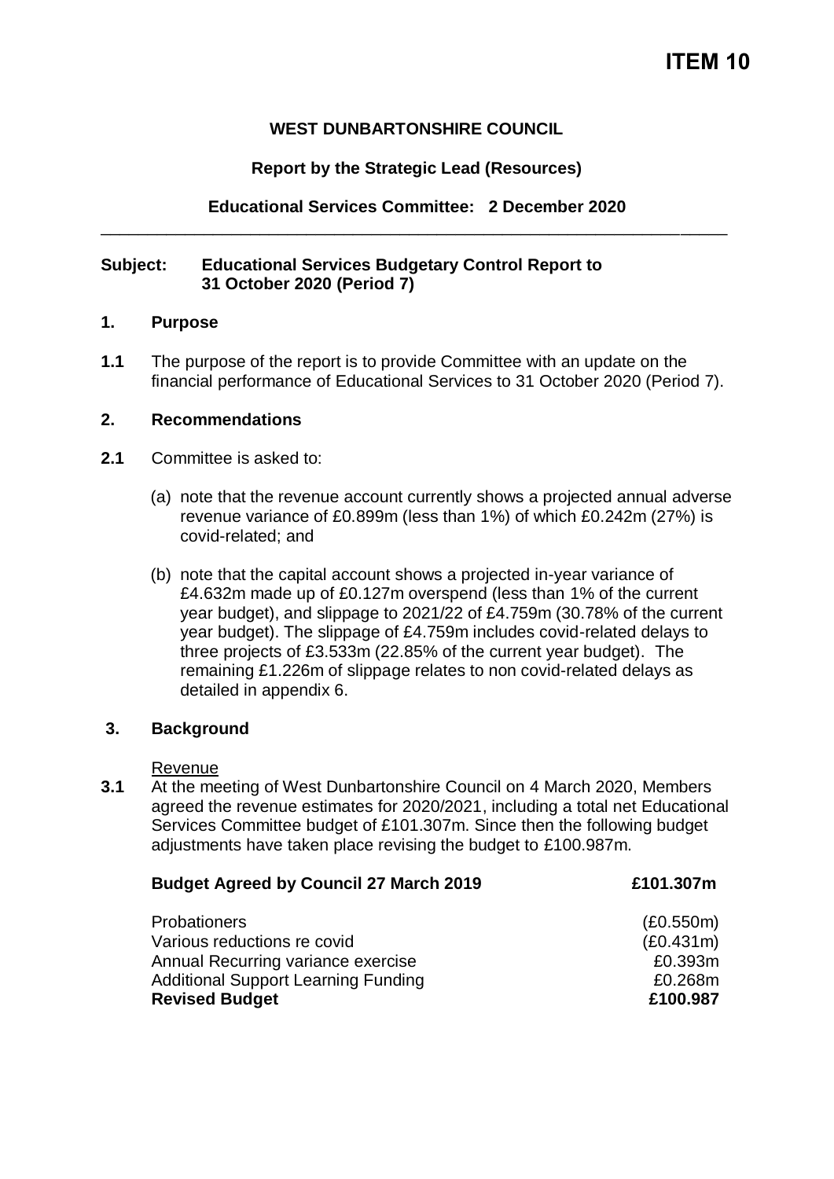# ITEM 10

**WEST DUNBARTONSHIRE COUNCIL**

**Report by the Strategic Lead (Resources)**

**Educational Services Committee: 2 December 2020**

---

**Subject: Educational Services Budgetary Control Report to 31 October 2020 (Period 7)**

## 1. Purpose

**1.1** The purpose of the report is to provide Committee with an update on the financial performance of Educational Services to 31 October 2020 (Period 7).

## 2. Recommendations

**2.1** Committee is asked to:

(a) note that the revenue account currently shows a projected annual adverse revenue variance of £0.899m (less than 1%) of which £0.242m (27%) is covid-related; and

(b) note that the capital account shows a projected in-year variance of £4.632m made up of £0.127m overspend (less than 1% of the current year budget), and slippage to 2021/22 of £4.759m (30.78% of the current year budget). The slippage of £4.759m includes covid-related delays to three projects of £3.533m (22.85% of the current year budget). The remaining £1.226m of slippage relates to non covid-related delays as detailed in appendix 6.

## 3. Background

Revenue

**3.1** At the meeting of West Dunbartonshire Council on 4 March 2020, Members agreed the revenue estimates for 2020/2021, including a total net Educational Services Committee budget of £101.307m. Since then the following budget adjustments have taken place revising the budget to £100.987m.

| **Budget Agreed by Council 27 March 2019** | **£101.307m** |
|---|---|
| Probationers | (£0.550m) |
| Various reductions re covid | (£0.431m) |
| Annual Recurring variance exercise | £0.393m |
| Additional Support Learning Funding | £0.268m |
| **Revised Budget** | **£100.987** |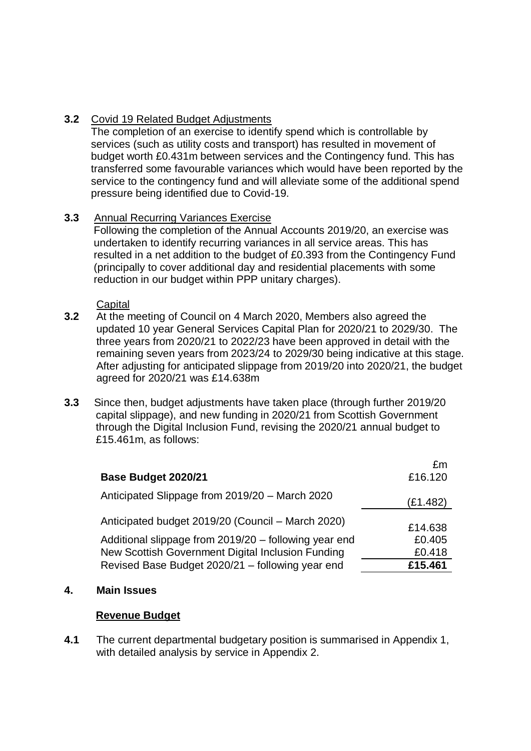**3.2** Covid 19 Related Budget Adjustments

The completion of an exercise to identify spend which is controllable by services (such as utility costs and transport) has resulted in movement of budget worth £0.431m between services and the Contingency fund. This has transferred some favourable variances which would have been reported by the service to the contingency fund and will alleviate some of the additional spend pressure being identified due to Covid-19.

**3.3** Annual Recurring Variances Exercise

Following the completion of the Annual Accounts 2019/20, an exercise was undertaken to identify recurring variances in all service areas. This has resulted in a net addition to the budget of £0.393 from the Contingency Fund (principally to cover additional day and residential placements with some reduction in our budget within PPP unitary charges).

Capital

**3.2** At the meeting of Council on 4 March 2020, Members also agreed the updated 10 year General Services Capital Plan for 2020/21 to 2029/30. The three years from 2020/21 to 2022/23 have been approved in detail with the remaining seven years from 2023/24 to 2029/30 being indicative at this stage. After adjusting for anticipated slippage from 2019/20 into 2020/21, the budget agreed for 2020/21 was £14.638m

**3.3** Since then, budget adjustments have taken place (through further 2019/20 capital slippage), and new funding in 2020/21 from Scottish Government through the Digital Inclusion Fund, revising the 2020/21 annual budget to £15.461m, as follows:

| | £m |
|---|---|
| **Base Budget 2020/21** | £16.120 |
| Anticipated Slippage from 2019/20 – March 2020 | (£1.482) |
| Anticipated budget 2019/20 (Council – March 2020) | £14.638 |
| Additional slippage from 2019/20 – following year end | £0.405 |
| New Scottish Government Digital Inclusion Funding | £0.418 |
| Revised Base Budget 2020/21 – following year end | **£15.461** |

## 4. Main Issues

### Revenue Budget

**4.1** The current departmental budgetary position is summarised in Appendix 1, with detailed analysis by service in Appendix 2.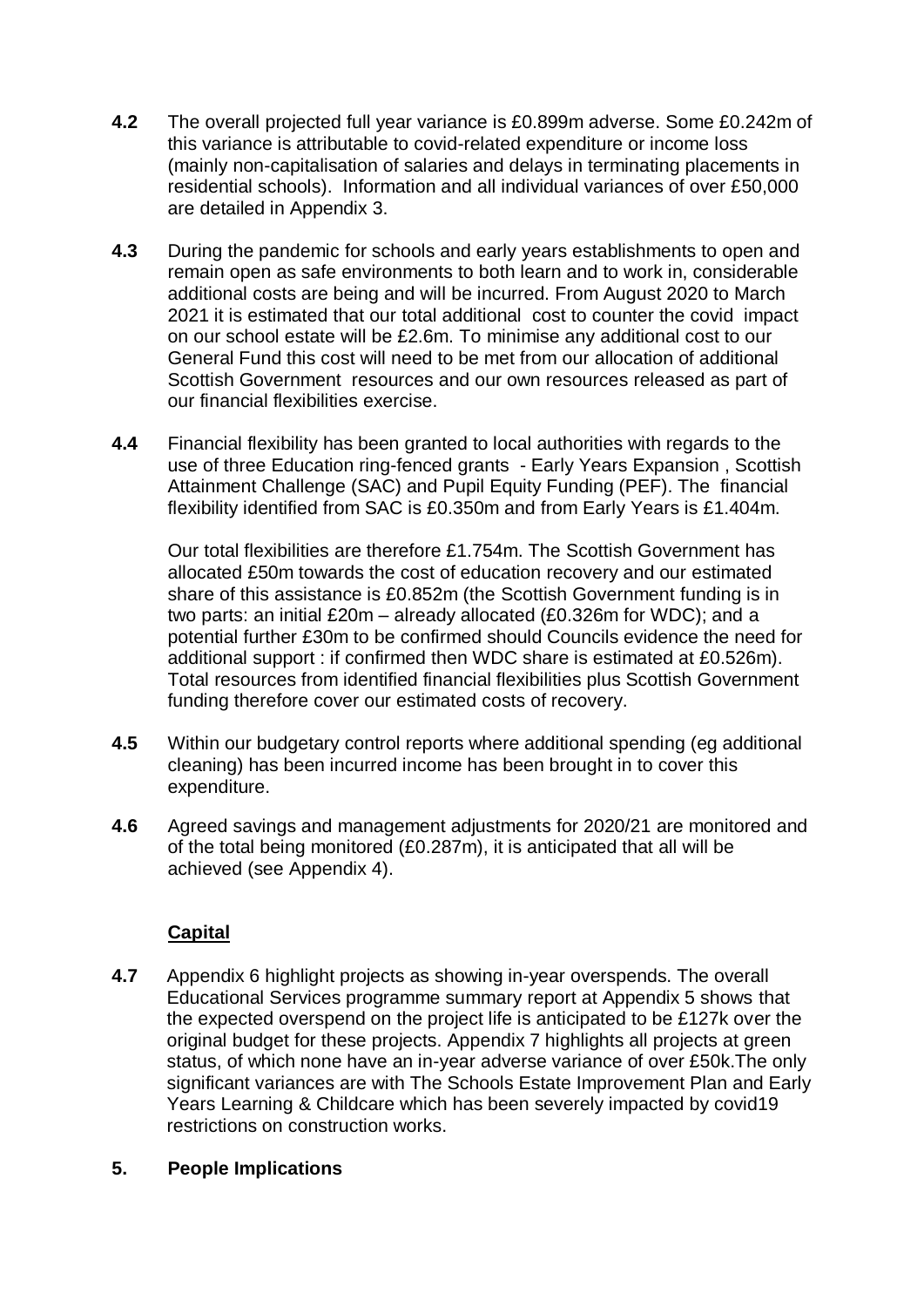**4.2** The overall projected full year variance is £0.899m adverse. Some £0.242m of this variance is attributable to covid-related expenditure or income loss (mainly non-capitalisation of salaries and delays in terminating placements in residential schools). Information and all individual variances of over £50,000 are detailed in Appendix 3.

**4.3** During the pandemic for schools and early years establishments to open and remain open as safe environments to both learn and to work in, considerable additional costs are being and will be incurred. From August 2020 to March 2021 it is estimated that our total additional cost to counter the covid impact on our school estate will be £2.6m. To minimise any additional cost to our General Fund this cost will need to be met from our allocation of additional Scottish Government resources and our own resources released as part of our financial flexibilities exercise.

**4.4** Financial flexibility has been granted to local authorities with regards to the use of three Education ring-fenced grants - Early Years Expansion , Scottish Attainment Challenge (SAC) and Pupil Equity Funding (PEF). The financial flexibility identified from SAC is £0.350m and from Early Years is £1.404m.

Our total flexibilities are therefore £1.754m. The Scottish Government has allocated £50m towards the cost of education recovery and our estimated share of this assistance is £0.852m (the Scottish Government funding is in two parts: an initial £20m – already allocated (£0.326m for WDC); and a potential further £30m to be confirmed should Councils evidence the need for additional support : if confirmed then WDC share is estimated at £0.526m). Total resources from identified financial flexibilities plus Scottish Government funding therefore cover our estimated costs of recovery.

**4.5** Within our budgetary control reports where additional spending (eg additional cleaning) has been incurred income has been brought in to cover this expenditure.

**4.6** Agreed savings and management adjustments for 2020/21 are monitored and of the total being monitored (£0.287m), it is anticipated that all will be achieved (see Appendix 4).

**Capital**

**4.7** Appendix 6 highlight projects as showing in-year overspends. The overall Educational Services programme summary report at Appendix 5 shows that the expected overspend on the project life is anticipated to be £127k over the original budget for these projects. Appendix 7 highlights all projects at green status, of which none have an in-year adverse variance of over £50k.The only significant variances are with The Schools Estate Improvement Plan and Early Years Learning & Childcare which has been severely impacted by covid19 restrictions on construction works.

## 5. People Implications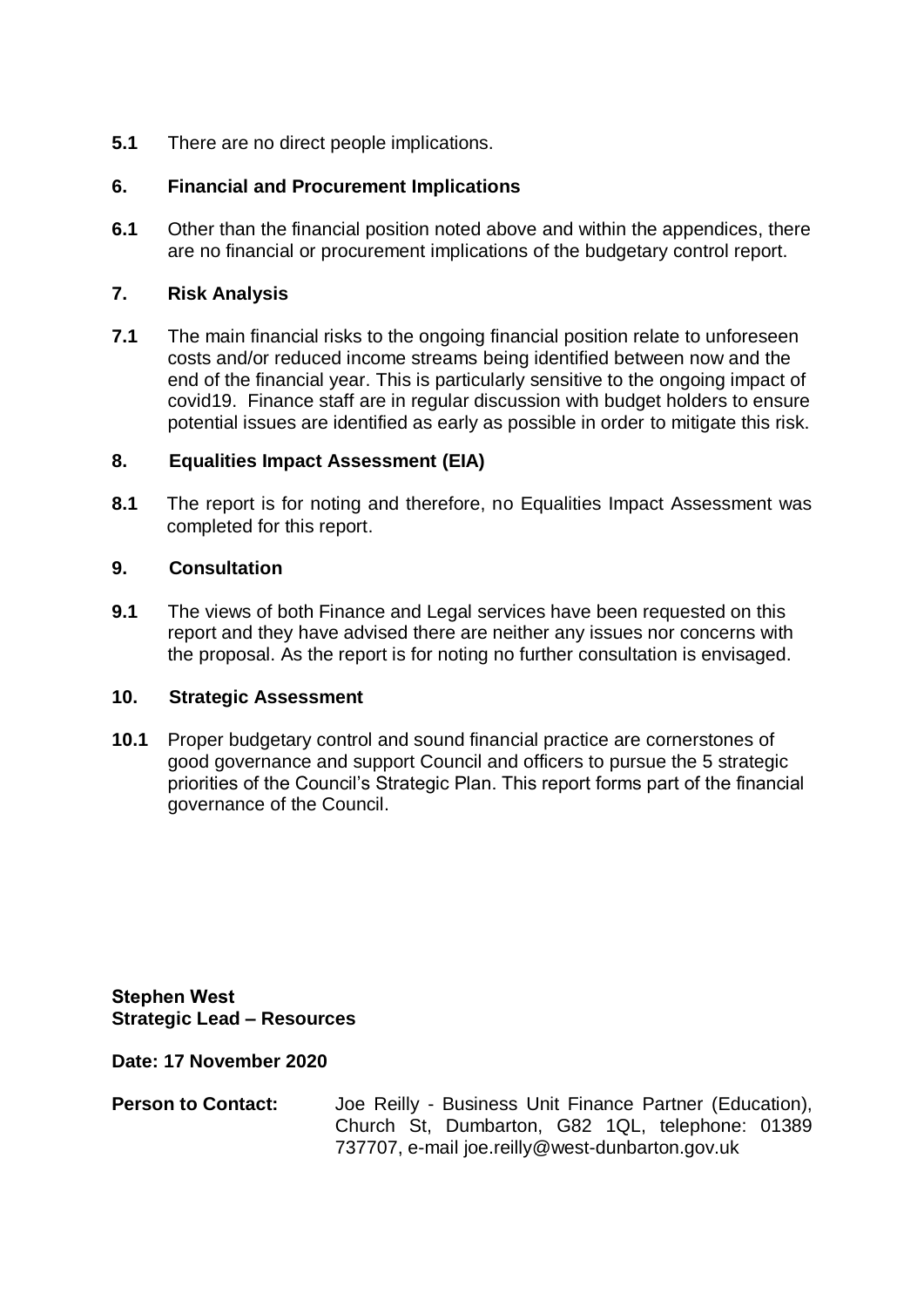**5.1** There are no direct people implications.

## 6. Financial and Procurement Implications

**6.1** Other than the financial position noted above and within the appendices, there are no financial or procurement implications of the budgetary control report.

## 7. Risk Analysis

**7.1** The main financial risks to the ongoing financial position relate to unforeseen costs and/or reduced income streams being identified between now and the end of the financial year. This is particularly sensitive to the ongoing impact of covid19. Finance staff are in regular discussion with budget holders to ensure potential issues are identified as early as possible in order to mitigate this risk.

## 8. Equalities Impact Assessment (EIA)

**8.1** The report is for noting and therefore, no Equalities Impact Assessment was completed for this report.

## 9. Consultation

**9.1** The views of both Finance and Legal services have been requested on this report and they have advised there are neither any issues nor concerns with the proposal. As the report is for noting no further consultation is envisaged.

## 10. Strategic Assessment

**10.1** Proper budgetary control and sound financial practice are cornerstones of good governance and support Council and officers to pursue the 5 strategic priorities of the Council's Strategic Plan. This report forms part of the financial governance of the Council.

**Stephen West**
**Strategic Lead – Resources**

**Date: 17 November 2020**

**Person to Contact:** Joe Reilly - Business Unit Finance Partner (Education), Church St, Dumbarton, G82 1QL, telephone: 01389 737707, e-mail joe.reilly@west-dunbarton.gov.uk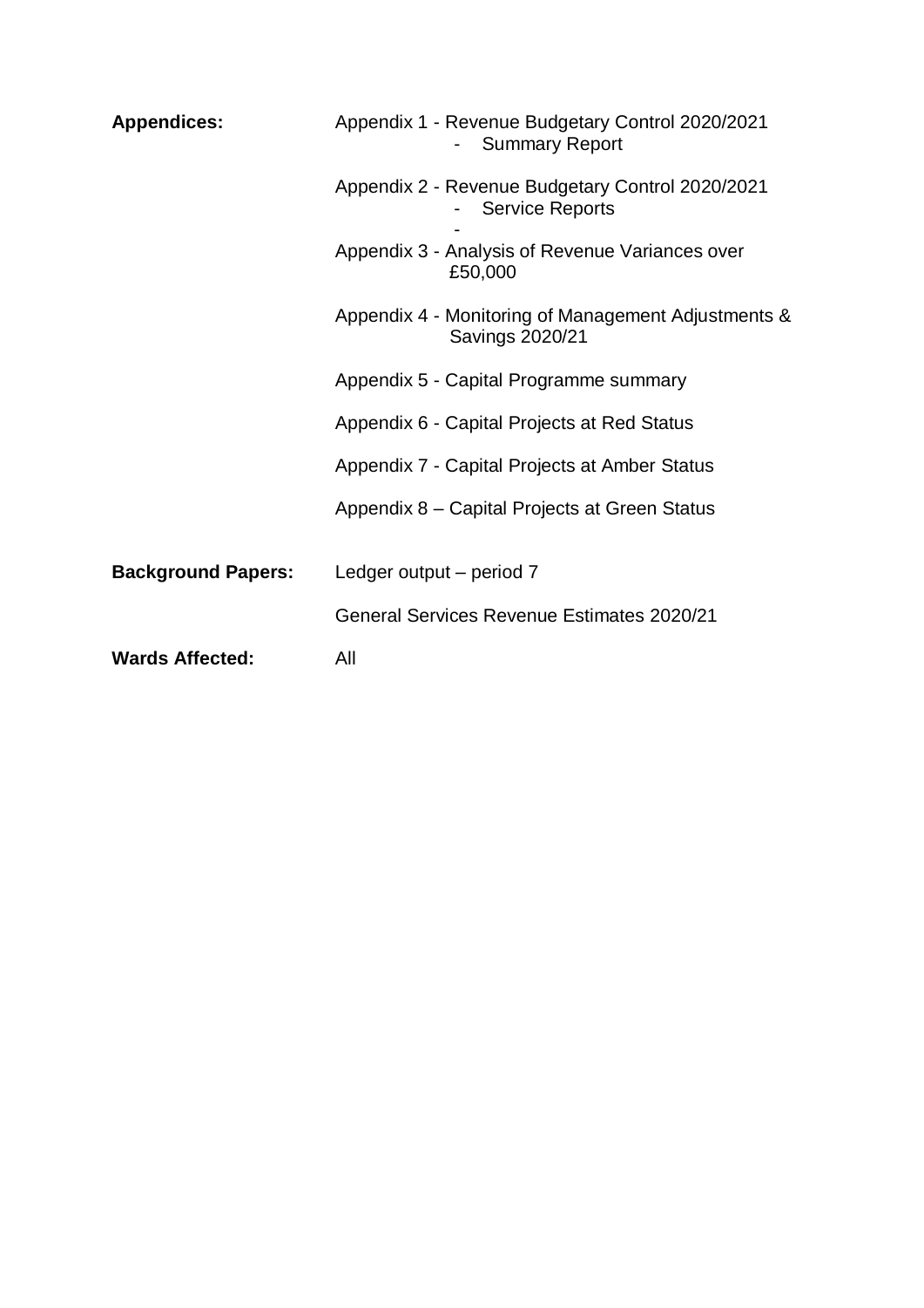**Appendices:**

Appendix 1 - Revenue Budgetary Control 2020/2021
- Summary Report

Appendix 2 - Revenue Budgetary Control 2020/2021
- Service Reports

Appendix 3 - Analysis of Revenue Variances over £50,000

Appendix 4 - Monitoring of Management Adjustments & Savings 2020/21

Appendix 5 - Capital Programme summary

Appendix 6 - Capital Projects at Red Status

Appendix 7 - Capital Projects at Amber Status

Appendix 8 – Capital Projects at Green Status

**Background Papers:**

Ledger output – period 7

General Services Revenue Estimates 2020/21

**Wards Affected:** All